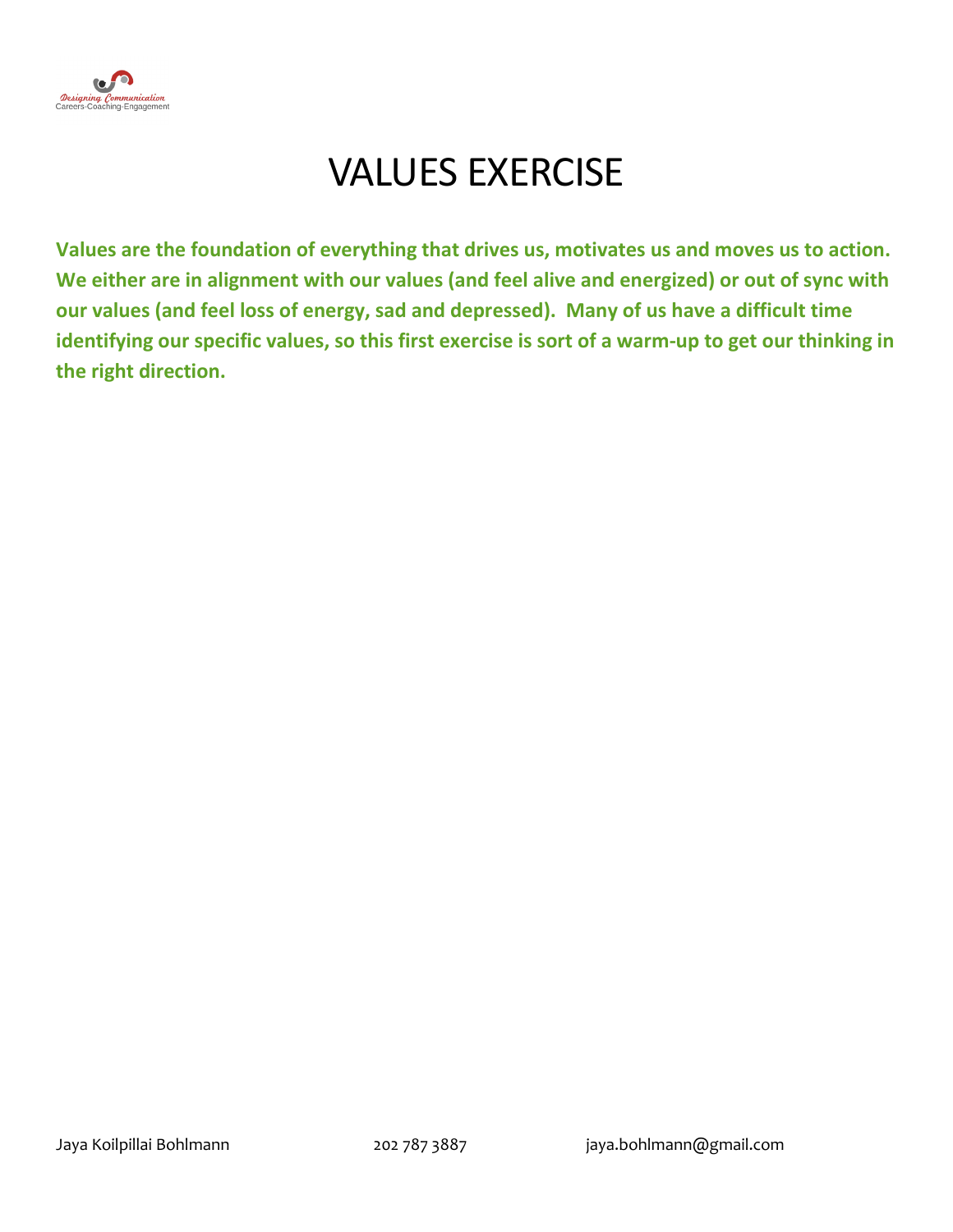Designing Communication
Careers-Coaching-Engagement

# VALUES EXERCISE

**Values are the foundation of everything that drives us, motivates us and moves us to action. We either are in alignment with our values (and feel alive and energized) or out of sync with our values (and feel loss of energy, sad and depressed). Many of us have a difficult time identifying our specific values, so this first exercise is sort of a warm-up to get our thinking in the right direction.**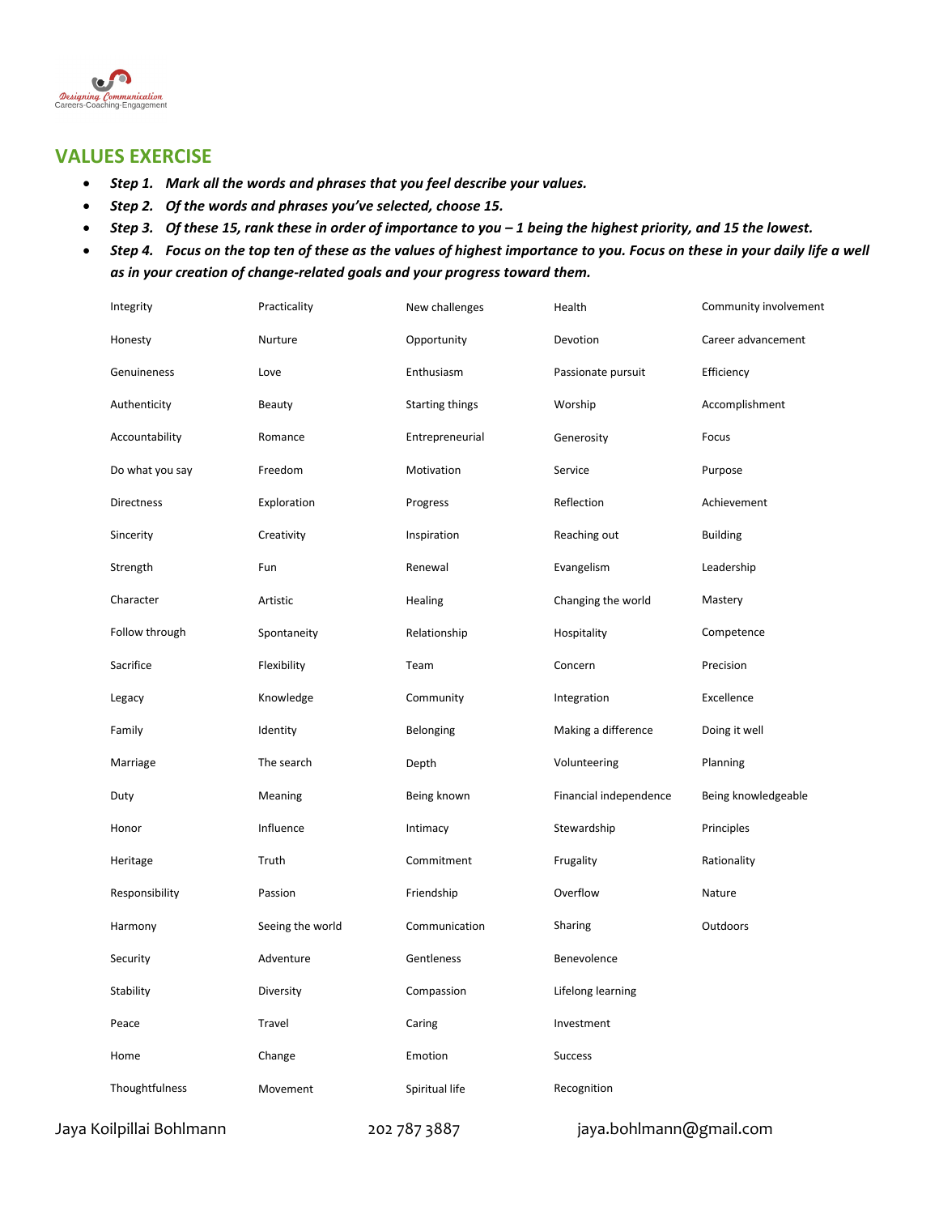Designing Communication
Careers-Coaching-Engagement

## VALUES EXERCISE

- ***Step 1. Mark all the words and phrases that you feel describe your values.***
- ***Step 2. Of the words and phrases you've selected, choose 15.***
- ***Step 3. Of these 15, rank these in order of importance to you – 1 being the highest priority, and 15 the lowest.***
- ***Step 4. Focus on the top ten of these as the values of highest importance to you. Focus on these in your daily life a well as in your creation of change-related goals and your progress toward them.***

| | | | | |
|---|---|---|---|---|
| Integrity | Practicality | New challenges | Health | Community involvement |
| Honesty | Nurture | Opportunity | Devotion | Career advancement |
| Genuineness | Love | Enthusiasm | Passionate pursuit | Efficiency |
| Authenticity | Beauty | Starting things | Worship | Accomplishment |
| Accountability | Romance | Entrepreneurial | Generosity | Focus |
| Do what you say | Freedom | Motivation | Service | Purpose |
| Directness | Exploration | Progress | Reflection | Achievement |
| Sincerity | Creativity | Inspiration | Reaching out | Building |
| Strength | Fun | Renewal | Evangelism | Leadership |
| Character | Artistic | Healing | Changing the world | Mastery |
| Follow through | Spontaneity | Relationship | Hospitality | Competence |
| Sacrifice | Flexibility | Team | Concern | Precision |
| Legacy | Knowledge | Community | Integration | Excellence |
| Family | Identity | Belonging | Making a difference | Doing it well |
| Marriage | The search | Depth | Volunteering | Planning |
| Duty | Meaning | Being known | Financial independence | Being knowledgeable |
| Honor | Influence | Intimacy | Stewardship | Principles |
| Heritage | Truth | Commitment | Frugality | Rationality |
| Responsibility | Passion | Friendship | Overflow | Nature |
| Harmony | Seeing the world | Communication | Sharing | Outdoors |
| Security | Adventure | Gentleness | Benevolence | |
| Stability | Diversity | Compassion | Lifelong learning | |
| Peace | Travel | Caring | Investment | |
| Home | Change | Emotion | Success | |
| Thoughtfulness | Movement | Spiritual life | Recognition | |

Jaya Koilpillai Bohlmann 202 787 3887 jaya.bohlmann@gmail.com